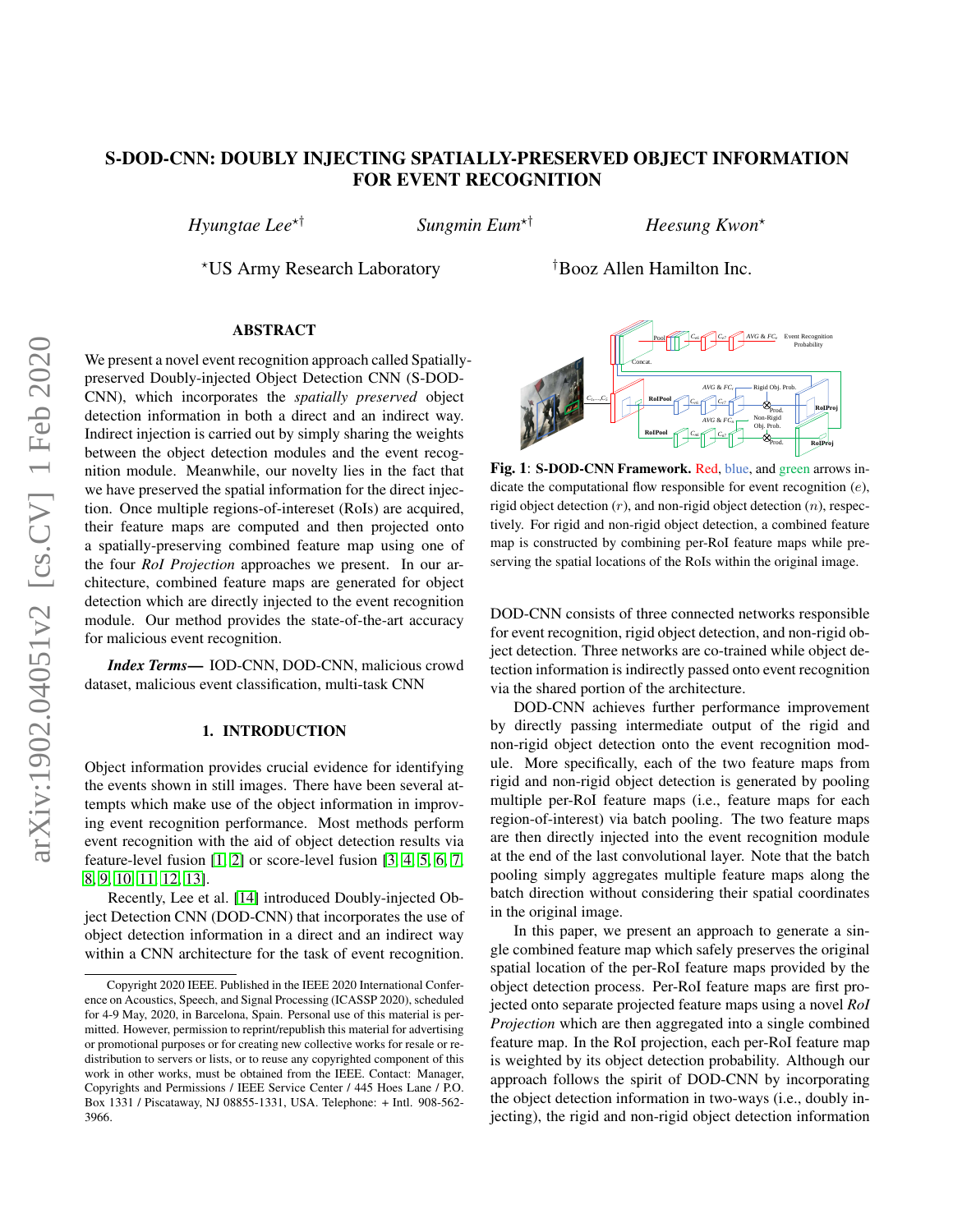# S-DOD-CNN: DOUBLY INJECTING SPATIALLY-PRESERVED OBJECT INFORMATION FOR EVENT RECOGNITION

*Hyungtae Lee*[⋆†] *Sungmin Eum*[⋆†] *Heesung Kwon*[⋆]

[⋆]US Army Research Laboratory [†]Booz Allen Hamilton Inc.

## ABSTRACT

We present a novel event recognition approach called Spatially-preserved Doubly-injected Object Detection CNN (S-DOD-CNN), which incorporates the *spatially preserved* object detection information in both a direct and an indirect way. Indirect injection is carried out by simply sharing the weights between the object detection modules and the event recognition module. Meanwhile, our novelty lies in the fact that we have preserved the spatial information for the direct injection. Once multiple regions-of-intereset (RoIs) are acquired, their feature maps are computed and then projected onto a spatially-preserving combined feature map using one of the four *RoI Projection* approaches we present. In our architecture, combined feature maps are generated for object detection which are directly injected to the event recognition module. Our method provides the state-of-the-art accuracy for malicious event recognition.

***Index Terms*—** IOD-CNN, DOD-CNN, malicious crowd dataset, malicious event classification, multi-task CNN

## 1. INTRODUCTION

Object information provides crucial evidence for identifying the events shown in still images. There have been several attempts which make use of the object information in improving event recognition performance. Most methods perform event recognition with the aid of object detection results via feature-level fusion [1, 2] or score-level fusion [3, 4, 5, 6, 7, 8, 9, 10, 11, 12, 13].

Recently, Lee et al. [14] introduced Doubly-injected Object Detection CNN (DOD-CNN) that incorporates the use of object detection information in a direct and an indirect way within a CNN architecture for the task of event recognition.

Copyright 2020 IEEE. Published in the IEEE 2020 International Conference on Acoustics, Speech, and Signal Processing (ICASSP 2020), scheduled for 4-9 May, 2020, in Barcelona, Spain. Personal use of this material is permitted. However, permission to reprint/republish this material for advertising or promotional purposes or for creating new collective works for resale or redistribution to servers or lists, or to reuse any copyrighted component of this work in other works, must be obtained from the IEEE. Contact: Manager, Copyrights and Permissions / IEEE Service Center / 445 Hoes Lane / P.O. Box 1331 / Piscataway, NJ 08855-1331, USA. Telephone: + Intl. 908-562-3966.

**Fig. 1**: **S-DOD-CNN Framework.** Red, blue, and green arrows indicate the computational flow responsible for event recognition ($e$), rigid object detection ($r$), and non-rigid object detection ($n$), respectively. For rigid and non-rigid object detection, a combined feature map is constructed by combining per-RoI feature maps while preserving the spatial locations of the RoIs within the original image.

DOD-CNN consists of three connected networks responsible for event recognition, rigid object detection, and non-rigid object detection. Three networks are co-trained while object detection information is indirectly passed onto event recognition via the shared portion of the architecture.

DOD-CNN achieves further performance improvement by directly passing intermediate output of the rigid and non-rigid object detection onto the event recognition module. More specifically, each of the two feature maps from rigid and non-rigid object detection is generated by pooling multiple per-RoI feature maps (i.e., feature maps for each region-of-interest) via batch pooling. The two feature maps are then directly injected into the event recognition module at the end of the last convolutional layer. Note that the batch pooling simply aggregates multiple feature maps along the batch direction without considering their spatial coordinates in the original image.

In this paper, we present an approach to generate a single combined feature map which safely preserves the original spatial location of the per-RoI feature maps provided by the object detection process. Per-RoI feature maps are first projected onto separate projected feature maps using a novel *RoI Projection* which are then aggregated into a single combined feature map. In the RoI projection, each per-RoI feature map is weighted by its object detection probability. Although our approach follows the spirit of DOD-CNN by incorporating the object detection information in two-ways (i.e., doubly injecting), the rigid and non-rigid object detection information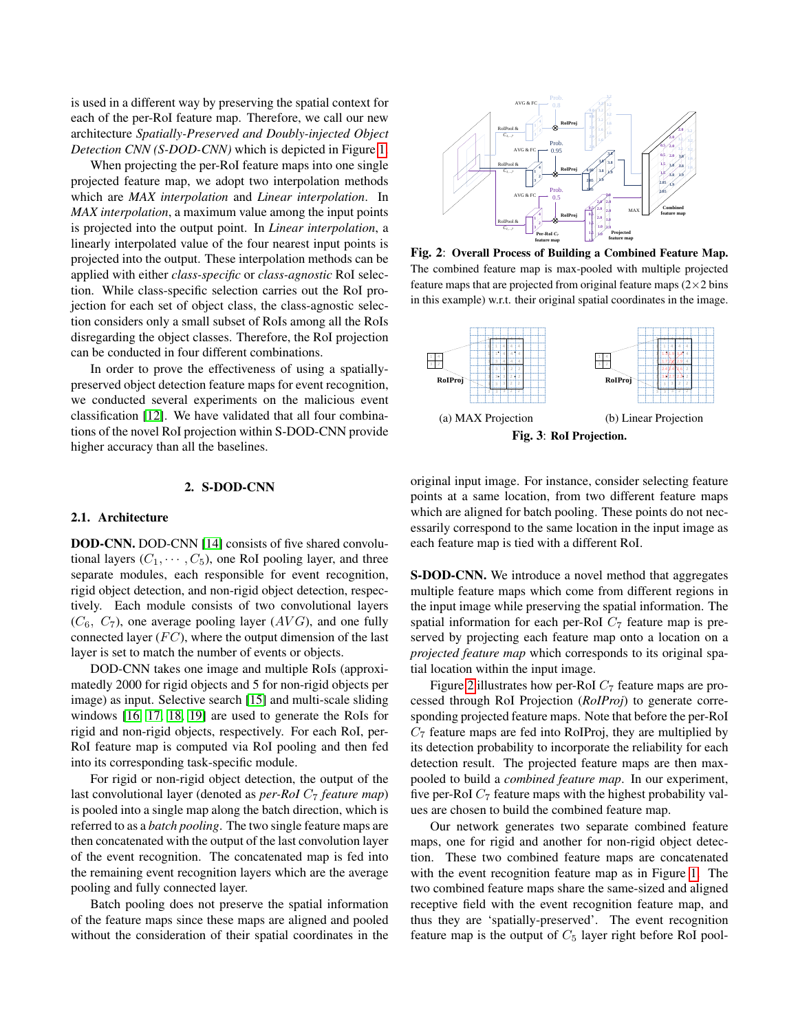is used in a different way by preserving the spatial context for each of the per-RoI feature map. Therefore, we call our new architecture *Spatially-Preserved and Doubly-injected Object Detection CNN (S-DOD-CNN)* which is depicted in Figure 1.

When projecting the per-RoI feature maps into one single projected feature map, we adopt two interpolation methods which are *MAX interpolation* and *Linear interpolation*. In *MAX interpolation*, a maximum value among the input points is projected into the output point. In *Linear interpolation*, a linearly interpolated value of the four nearest input points is projected into the output. These interpolation methods can be applied with either *class-specific* or *class-agnostic* RoI selection. While class-specific selection carries out the RoI projection for each set of object class, the class-agnostic selection considers only a small subset of RoIs among all the RoIs disregarding the object classes. Therefore, the RoI projection can be conducted in four different combinations.

In order to prove the effectiveness of using a spatially-preserved object detection feature maps for event recognition, we conducted several experiments on the malicious event classification [12]. We have validated that all four combinations of the novel RoI projection within S-DOD-CNN provide higher accuracy than all the baselines.

## 2. S-DOD-CNN

### 2.1. Architecture

**DOD-CNN.** DOD-CNN [14] consists of five shared convolutional layers ($C_1, \cdots, C_5$), one RoI pooling layer, and three separate modules, each responsible for event recognition, rigid object detection, and non-rigid object detection, respectively. Each module consists of two convolutional layers ($C_6$, $C_7$), one average pooling layer ($AVG$), and one fully connected layer ($FC$), where the output dimension of the last layer is set to match the number of events or objects.

DOD-CNN takes one image and multiple RoIs (approximatedly 2000 for rigid objects and 5 for non-rigid objects per image) as input. Selective search [15] and multi-scale sliding windows [16, 17, 18, 19] are used to generate the RoIs for rigid and non-rigid objects, respectively. For each RoI, per-RoI feature map is computed via RoI pooling and then fed into its corresponding task-specific module.

For rigid or non-rigid object detection, the output of the last convolutional layer (denoted as *per-RoI $C_7$ feature map*) is pooled into a single map along the batch direction, which is referred to as a *batch pooling*. The two single feature maps are then concatenated with the output of the last convolution layer of the event recognition. The concatenated map is fed into the remaining event recognition layers which are the average pooling and fully connected layer.

Batch pooling does not preserve the spatial information of the feature maps since these maps are aligned and pooled without the consideration of their spatial coordinates in the original input image. For instance, consider selecting feature points at a same location, from two different feature maps which are aligned for batch pooling. These points do not necessarily correspond to the same location in the input image as each feature map is tied with a different RoI.

**Fig. 2**: **Overall Process of Building a Combined Feature Map.** The combined feature map is max-pooled with multiple projected feature maps that are projected from original feature maps (2×2 bins in this example) w.r.t. their original spatial coordinates in the image.

(a) MAX Projection (b) Linear Projection

**Fig. 3**: **RoI Projection.**

**S-DOD-CNN.** We introduce a novel method that aggregates multiple feature maps which come from different regions in the input image while preserving the spatial information. The spatial information for each per-RoI $C_7$ feature map is preserved by projecting each feature map onto a location on a *projected feature map* which corresponds to its original spatial location within the input image.

Figure 2 illustrates how per-RoI $C_7$ feature maps are processed through RoI Projection (*RoIProj*) to generate corresponding projected feature maps. Note that before the per-RoI $C_7$ feature maps are fed into RoIProj, they are multiplied by its detection probability to incorporate the reliability for each detection result. The projected feature maps are then max-pooled to build a *combined feature map*. In our experiment, five per-RoI $C_7$ feature maps with the highest probability values are chosen to build the combined feature map.

Our network generates two separate combined feature maps, one for rigid and another for non-rigid object detection. These two combined feature maps are concatenated with the event recognition feature map as in Figure 1. The two combined feature maps share the same-sized and aligned receptive field with the event recognition feature map, and thus they are 'spatially-preserved'. The event recognition feature map is the output of $C_5$ layer right before RoI pool-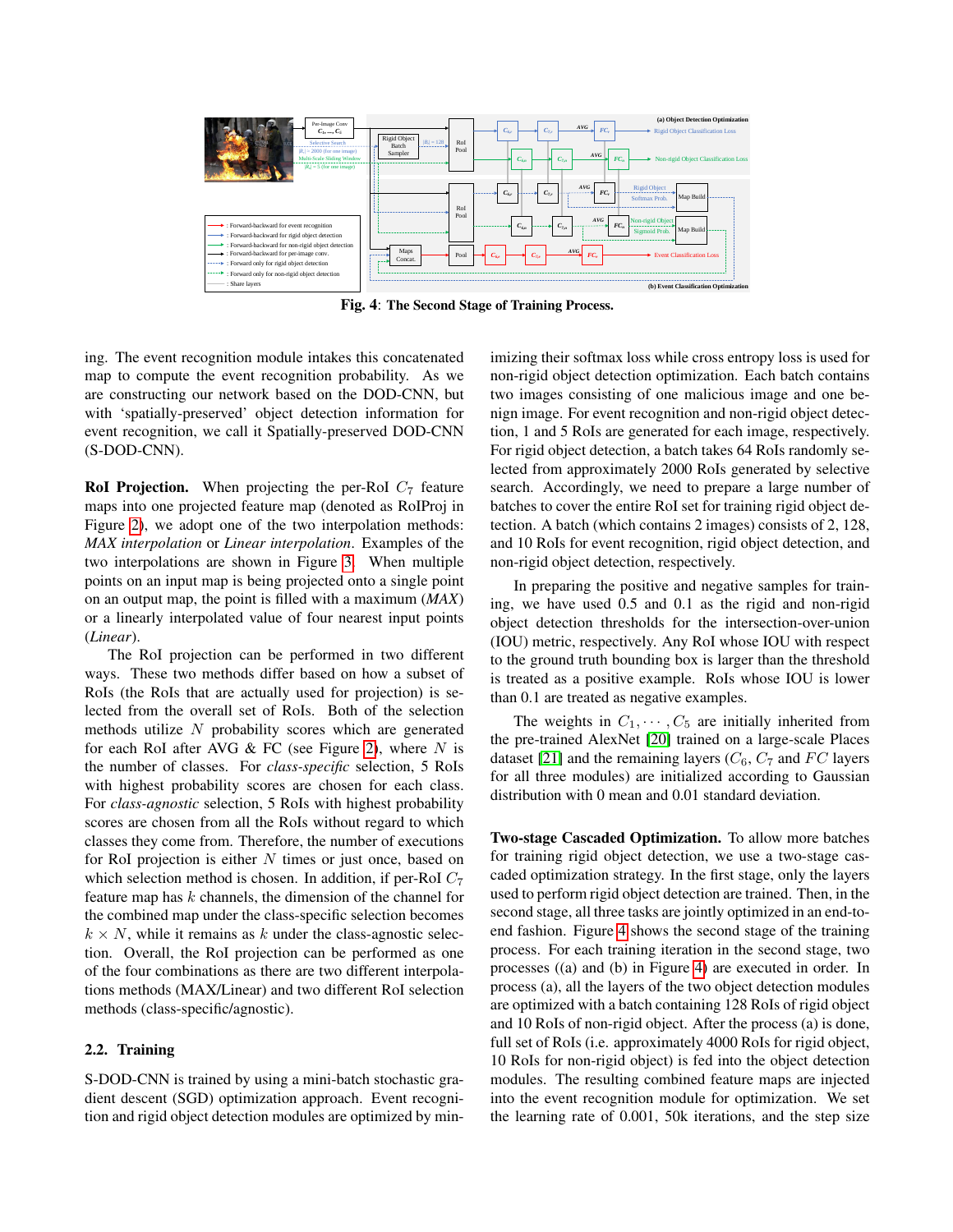**Fig. 4**: **The Second Stage of Training Process.**

ing. The event recognition module intakes this concatenated map to compute the event recognition probability. As we are constructing our network based on the DOD-CNN, but with 'spatially-preserved' object detection information for event recognition, we call it Spatially-preserved DOD-CNN (S-DOD-CNN).

**RoI Projection.** When projecting the per-RoI $C_7$ feature maps into one projected feature map (denoted as RoIProj in Figure 2), we adopt one of the two interpolation methods: *MAX interpolation* or *Linear interpolation*. Examples of the two interpolations are shown in Figure 3. When multiple points on an input map is being projected onto a single point on an output map, the point is filled with a maximum (*MAX*) or a linearly interpolated value of four nearest input points (*Linear*).

The RoI projection can be performed in two different ways. These two methods differ based on how a subset of RoIs (the RoIs that are actually used for projection) is selected from the overall set of RoIs. Both of the selection methods utilize $N$ probability scores which are generated for each RoI after AVG & FC (see Figure 2), where $N$ is the number of classes. For *class-specific* selection, 5 RoIs with highest probability scores are chosen for each class. For *class-agnostic* selection, 5 RoIs with highest probability scores are chosen from all the RoIs without regard to which classes they come from. Therefore, the number of executions for RoI projection is either $N$ times or just once, based on which selection method is chosen. In addition, if per-RoI $C_7$ feature map has $k$ channels, the dimension of the channel for the combined map under the class-specific selection becomes $k \times N$, while it remains as $k$ under the class-agnostic selection. Overall, the RoI projection can be performed as one of the four combinations as there are two different interpolations methods (MAX/Linear) and two different RoI selection methods (class-specific/agnostic).

## 2.2. Training

S-DOD-CNN is trained by using a mini-batch stochastic gradient descent (SGD) optimization approach. Event recognition and rigid object detection modules are optimized by minimizing their softmax loss while cross entropy loss is used for non-rigid object detection optimization. Each batch contains two images consisting of one malicious image and one benign image. For event recognition and non-rigid object detection, 1 and 5 RoIs are generated for each image, respectively. For rigid object detection, a batch takes 64 RoIs randomly selected from approximately 2000 RoIs generated by selective search. Accordingly, we need to prepare a large number of batches to cover the entire RoI set for training rigid object detection. A batch (which contains 2 images) consists of 2, 128, and 10 RoIs for event recognition, rigid object detection, and non-rigid object detection, respectively.

In preparing the positive and negative samples for training, we have used 0.5 and 0.1 as the rigid and non-rigid object detection thresholds for the intersection-over-union (IOU) metric, respectively. Any RoI whose IOU with respect to the ground truth bounding box is larger than the threshold is treated as a positive example. RoIs whose IOU is lower than 0.1 are treated as negative examples.

The weights in $C_1, \cdots, C_5$ are initially inherited from the pre-trained AlexNet [20] trained on a large-scale Places dataset [21] and the remaining layers ($C_6$, $C_7$ and $FC$ layers for all three modules) are initialized according to Gaussian distribution with 0 mean and 0.01 standard deviation.

**Two-stage Cascaded Optimization.** To allow more batches for training rigid object detection, we use a two-stage cascaded optimization strategy. In the first stage, only the layers used to perform rigid object detection are trained. Then, in the second stage, all three tasks are jointly optimized in an end-to-end fashion. Figure 4 shows the second stage of the training process. For each training iteration in the second stage, two processes ((a) and (b) in Figure 4) are executed in order. In process (a), all the layers of the two object detection modules are optimized with a batch containing 128 RoIs of rigid object and 10 RoIs of non-rigid object. After the process (a) is done, full set of RoIs (i.e. approximately 4000 RoIs for rigid object, 10 RoIs for non-rigid object) is fed into the object detection modules. The resulting combined feature maps are injected into the event recognition module for optimization. We set the learning rate of 0.001, 50k iterations, and the step size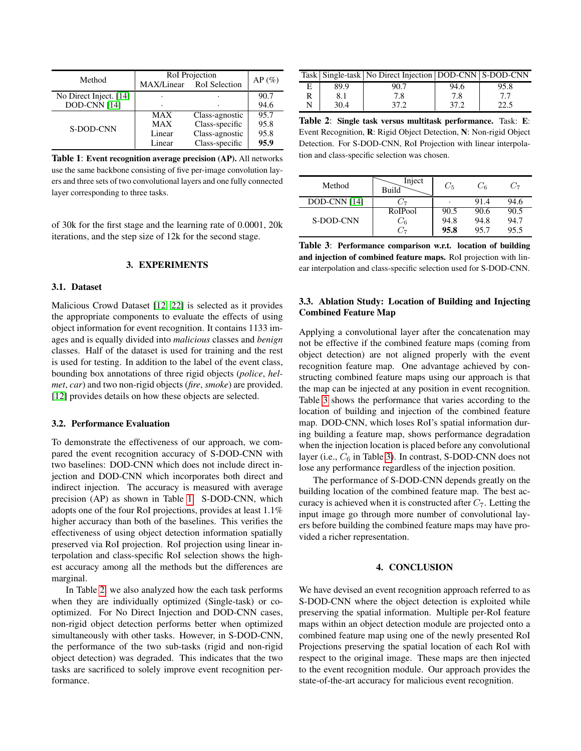| Method | RoI Projection | | AP (%) |
|---|---|---|---|
| | MAX/Linear | RoI Selection | |
| No Direct Inject. [14] | · | · | 90.7 |
| DOD-CNN [14] | · | · | 94.6 |
| S-DOD-CNN | MAX | Class-agnostic | 95.7 |
| | MAX | Class-specific | 95.8 |
| | Linear | Class-agnostic | 95.8 |
| | Linear | Class-specific | **95.9** |

**Table 1**: **Event recognition average precision (AP).** All networks use the same backbone consisting of five per-image convolution layers and three sets of two convolutional layers and one fully connected layer corresponding to three tasks.

of 30k for the first stage and the learning rate of 0.0001, 20k iterations, and the step size of 12k for the second stage.

## 3. EXPERIMENTS

### 3.1. Dataset

Malicious Crowd Dataset [12, 22] is selected as it provides the appropriate components to evaluate the effects of using object information for event recognition. It contains 1133 images and is equally divided into *malicious* classes and *benign* classes. Half of the dataset is used for training and the rest is used for testing. In addition to the label of the event class, bounding box annotations of three rigid objects (*police*, *helmet*, *car*) and two non-rigid objects (*fire*, *smoke*) are provided. [12] provides details on how these objects are selected.

### 3.2. Performance Evaluation

To demonstrate the effectiveness of our approach, we compared the event recognition accuracy of S-DOD-CNN with two baselines: DOD-CNN which does not include direct injection and DOD-CNN which incorporates both direct and indirect injection. The accuracy is measured with average precision (AP) as shown in Table 1. S-DOD-CNN, which adopts one of the four RoI projections, provides at least 1.1% higher accuracy than both of the baselines. This verifies the effectiveness of using object detection information spatially preserved via RoI projection. RoI projection using linear interpolation and class-specific RoI selection shows the highest accuracy among all the methods but the differences are marginal.

In Table 2, we also analyzed how the each task performs when they are individually optimized (Single-task) or co-optimized. For No Direct Injection and DOD-CNN cases, non-rigid object detection performs better when optimized simultaneously with other tasks. However, in S-DOD-CNN, the performance of the two sub-tasks (rigid and non-rigid object detection) was degraded. This indicates that the two tasks are sacrificed to solely improve event recognition performance.

| Task | Single-task | No Direct Injection | DOD-CNN | S-DOD-CNN |
|---|---|---|---|---|
| E | 89.9 | 90.7 | 94.6 | 95.8 |
| R | 8.1 | 7.8 | 7.8 | 7.7 |
| N | 30.4 | 37.2 | 37.2 | 22.5 |

**Table 2**: **Single task versus multitask performance.** Task: **E**: Event Recognition, **R**: Rigid Object Detection, **N**: Non-rigid Object Detection. For S-DOD-CNN, RoI Projection with linear interpolation and class-specific selection was chosen.

| Method | Build \ Inject | $C_5$ | $C_6$ | $C_7$ |
|---|---|---|---|---|
| DOD-CNN [14] | $C_7$ | · | 91.4 | 94.6 |
| S-DOD-CNN | RoIPool | 90.5 | 90.6 | 90.5 |
| | $C_6$ | 94.8 | 94.8 | 94.7 |
| | $C_7$ | **95.8** | 95.7 | 95.5 |

**Table 3**: **Performance comparison w.r.t. location of building and injection of combined feature maps.** RoI projection with linear interpolation and class-specific selection used for S-DOD-CNN.

### 3.3. Ablation Study: Location of Building and Injecting Combined Feature Map

Applying a convolutional layer after the concatenation may not be effective if the combined feature maps (coming from object detection) are not aligned properly with the event recognition feature map. One advantage achieved by constructing combined feature maps using our approach is that the map can be injected at any position in event recognition. Table 3 shows the performance that varies according to the location of building and injection of the combined feature map. DOD-CNN, which loses RoI's spatial information during building a feature map, shows performance degradation when the injection location is placed before any convolutional layer (i.e., $C_6$ in Table 3). In contrast, S-DOD-CNN does not lose any performance regardless of the injection position.

The performance of S-DOD-CNN depends greatly on the building location of the combined feature map. The best accuracy is achieved when it is constructed after $C_7$. Letting the input image go through more number of convolutional layers before building the combined feature maps may have provided a richer representation.

## 4. CONCLUSION

We have devised an event recognition approach referred to as S-DOD-CNN where the object detection is exploited while preserving the spatial information. Multiple per-RoI feature maps within an object detection module are projected onto a combined feature map using one of the newly presented RoI Projections preserving the spatial location of each RoI with respect to the original image. These maps are then injected to the event recognition module. Our approach provides the state-of-the-art accuracy for malicious event recognition.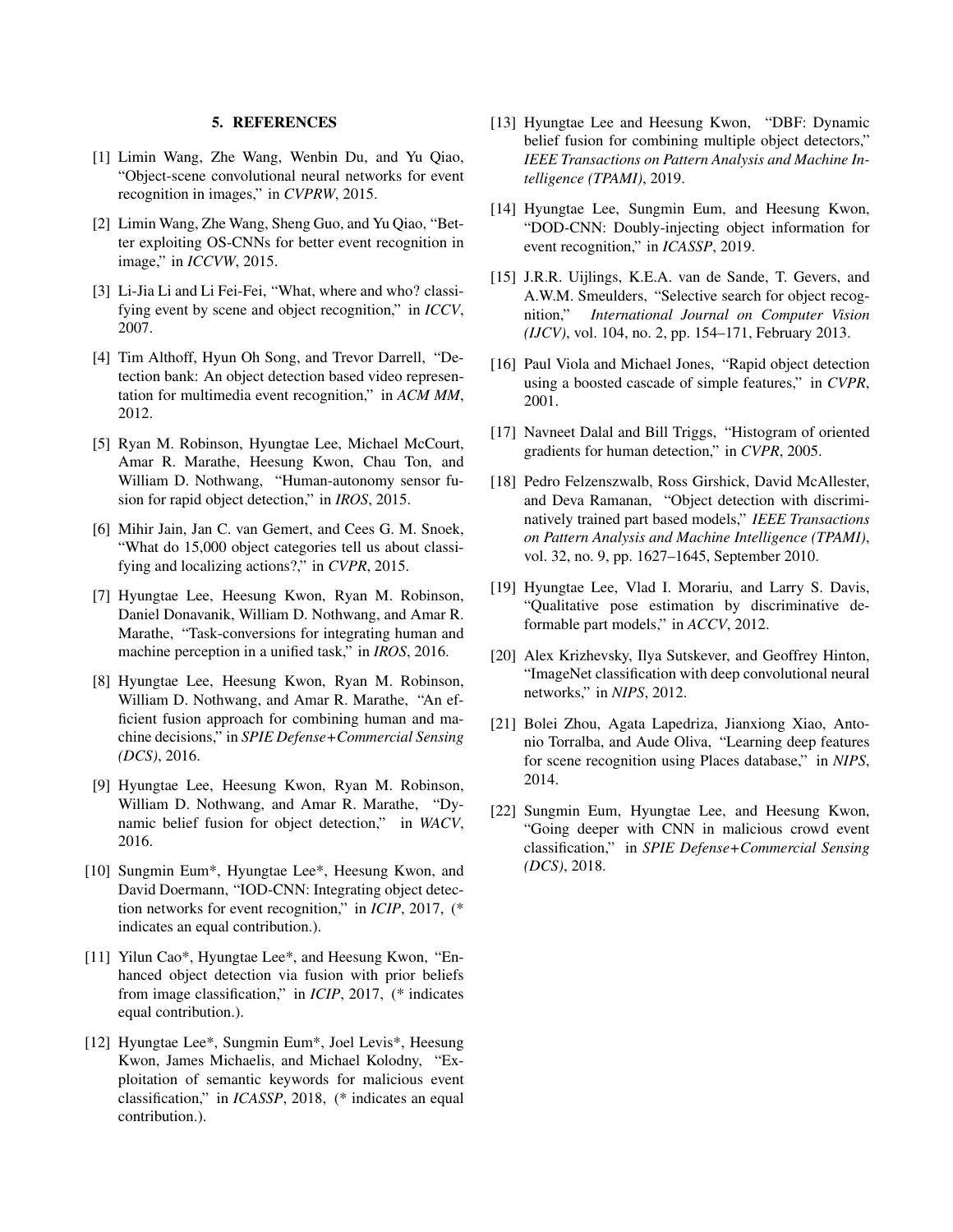## 5. REFERENCES

[1] Limin Wang, Zhe Wang, Wenbin Du, and Yu Qiao, "Object-scene convolutional neural networks for event recognition in images," in *CVPRW*, 2015.

[2] Limin Wang, Zhe Wang, Sheng Guo, and Yu Qiao, "Better exploiting OS-CNNs for better event recognition in image," in *ICCVW*, 2015.

[3] Li-Jia Li and Li Fei-Fei, "What, where and who? classifying event by scene and object recognition," in *ICCV*, 2007.

[4] Tim Althoff, Hyun Oh Song, and Trevor Darrell, "Detection bank: An object detection based video representation for multimedia event recognition," in *ACM MM*, 2012.

[5] Ryan M. Robinson, Hyungtae Lee, Michael McCourt, Amar R. Marathe, Heesung Kwon, Chau Ton, and William D. Nothwang, "Human-autonomy sensor fusion for rapid object detection," in *IROS*, 2015.

[6] Mihir Jain, Jan C. van Gemert, and Cees G. M. Snoek, "What do 15,000 object categories tell us about classifying and localizing actions?," in *CVPR*, 2015.

[7] Hyungtae Lee, Heesung Kwon, Ryan M. Robinson, Daniel Donavanik, William D. Nothwang, and Amar R. Marathe, "Task-conversions for integrating human and machine perception in a unified task," in *IROS*, 2016.

[8] Hyungtae Lee, Heesung Kwon, Ryan M. Robinson, William D. Nothwang, and Amar R. Marathe, "An efficient fusion approach for combining human and machine decisions," in *SPIE Defense+Commercial Sensing (DCS)*, 2016.

[9] Hyungtae Lee, Heesung Kwon, Ryan M. Robinson, William D. Nothwang, and Amar R. Marathe, "Dynamic belief fusion for object detection," in *WACV*, 2016.

[10] Sungmin Eum*, Hyungtae Lee*, Heesung Kwon, and David Doermann, "IOD-CNN: Integrating object detection networks for event recognition," in *ICIP*, 2017, (* indicates an equal contribution.).

[11] Yilun Cao*, Hyungtae Lee*, and Heesung Kwon, "Enhanced object detection via fusion with prior beliefs from image classification," in *ICIP*, 2017, (* indicates equal contribution.).

[12] Hyungtae Lee*, Sungmin Eum*, Joel Levis*, Heesung Kwon, James Michaelis, and Michael Kolodny, "Exploitation of semantic keywords for malicious event classification," in *ICASSP*, 2018, (* indicates an equal contribution.).

[13] Hyungtae Lee and Heesung Kwon, "DBF: Dynamic belief fusion for combining multiple object detectors," *IEEE Transactions on Pattern Analysis and Machine Intelligence (TPAMI)*, 2019.

[14] Hyungtae Lee, Sungmin Eum, and Heesung Kwon, "DOD-CNN: Doubly-injecting object information for event recognition," in *ICASSP*, 2019.

[15] J.R.R. Uijlings, K.E.A. van de Sande, T. Gevers, and A.W.M. Smeulders, "Selective search for object recognition," *International Journal on Computer Vision (IJCV)*, vol. 104, no. 2, pp. 154–171, February 2013.

[16] Paul Viola and Michael Jones, "Rapid object detection using a boosted cascade of simple features," in *CVPR*, 2001.

[17] Navneet Dalal and Bill Triggs, "Histogram of oriented gradients for human detection," in *CVPR*, 2005.

[18] Pedro Felzenszwalb, Ross Girshick, David McAllester, and Deva Ramanan, "Object detection with discriminatively trained part based models," *IEEE Transactions on Pattern Analysis and Machine Intelligence (TPAMI)*, vol. 32, no. 9, pp. 1627–1645, September 2010.

[19] Hyungtae Lee, Vlad I. Morariu, and Larry S. Davis, "Qualitative pose estimation by discriminative deformable part models," in *ACCV*, 2012.

[20] Alex Krizhevsky, Ilya Sutskever, and Geoffrey Hinton, "ImageNet classification with deep convolutional neural networks," in *NIPS*, 2012.

[21] Bolei Zhou, Agata Lapedriza, Jianxiong Xiao, Antonio Torralba, and Aude Oliva, "Learning deep features for scene recognition using Places database," in *NIPS*, 2014.

[22] Sungmin Eum, Hyungtae Lee, and Heesung Kwon, "Going deeper with CNN in malicious crowd event classification," in *SPIE Defense+Commercial Sensing (DCS)*, 2018.